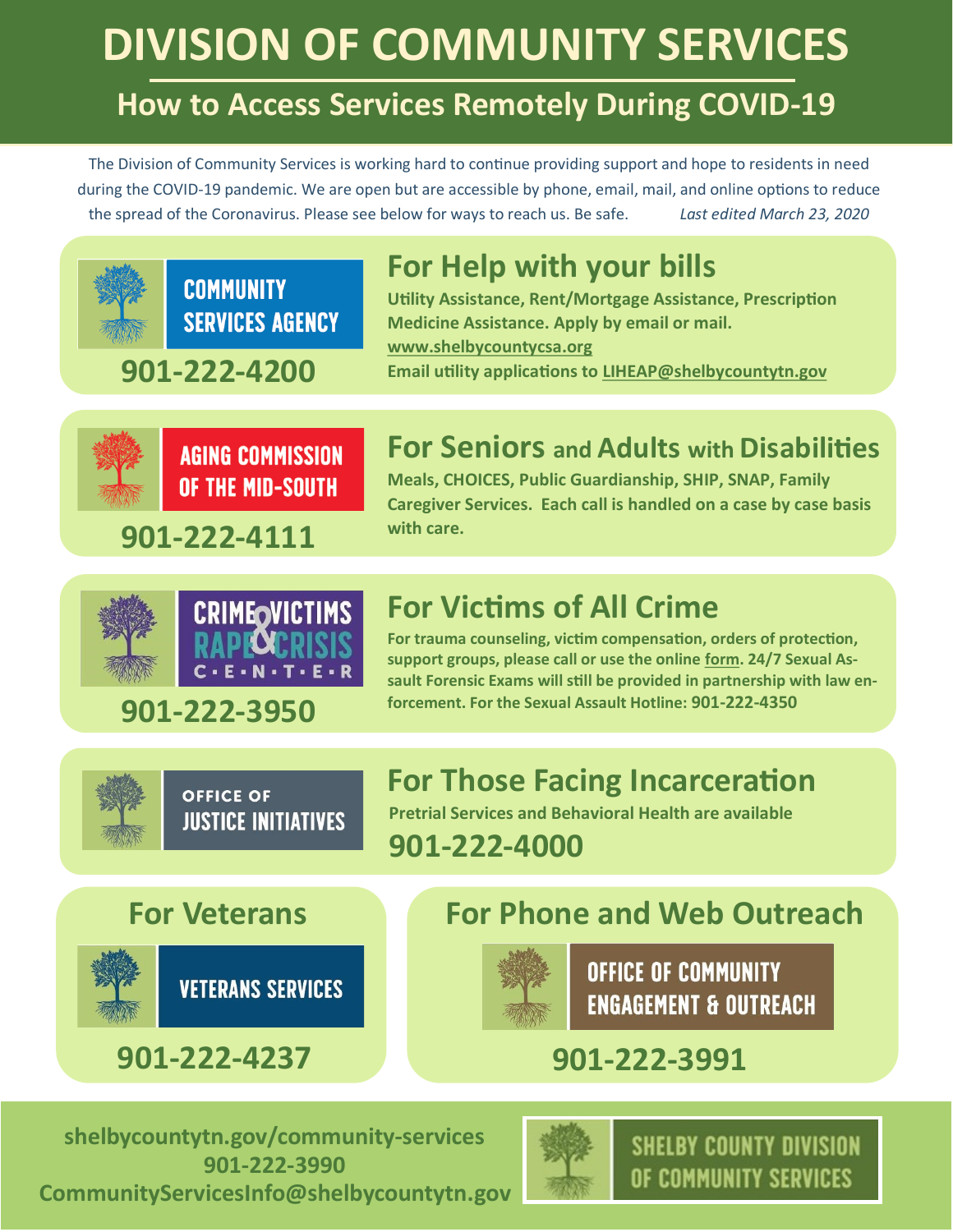# DIVISION OF COMMUNITY SERVICES

## How to Access Services Remotely During COVID-19

The Division of Community Services is working hard to continue providing support and hope to residents in need during the COVID-19 pandemic. We are open but are accessible by phone, email, mail, and online options to reduce the spread of the Coronavirus. Please see below for ways to reach us. Be safe. *Last edited March 23, 2020*

---

**COMMUNITY SERVICES AGENCY**

**901-222-4200**

### For Help with your bills

**Utility Assistance, Rent/Mortgage Assistance, Prescription Medicine Assistance. Apply by email or mail.**
**www.shelbycountycsa.org**
**Email utility applications to LIHEAP@shelbycountytn.gov**

---

**AGING COMMISSION OF THE MID-SOUTH**

**901-222-4111**

### For Seniors and Adults with Disabilities

**Meals, CHOICES, Public Guardianship, SHIP, SNAP, Family Caregiver Services. Each call is handled on a case by case basis with care.**

---

**CRIME VICTIMS & RAPE CRISIS CENTER**

**901-222-3950**

### For Victims of All Crime

**For trauma counseling, victim compensation, orders of protection, support groups, please call or use the online form. 24/7 Sexual Assault Forensic Exams will still be provided in partnership with law enforcement. For the Sexual Assault Hotline: 901-222-4350**

---

**OFFICE OF JUSTICE INITIATIVES**

### For Those Facing Incarceration

**Pretrial Services and Behavioral Health are available**

**901-222-4000**

---

### For Veterans

**VETERANS SERVICES**

**901-222-4237**

---

### For Phone and Web Outreach

**OFFICE OF COMMUNITY ENGAGEMENT & OUTREACH**

**901-222-3991**

---

**shelbycountytn.gov/community-services**
**901-222-3990**
**CommunityServicesInfo@shelbycountytn.gov**

**SHELBY COUNTY DIVISION OF COMMUNITY SERVICES**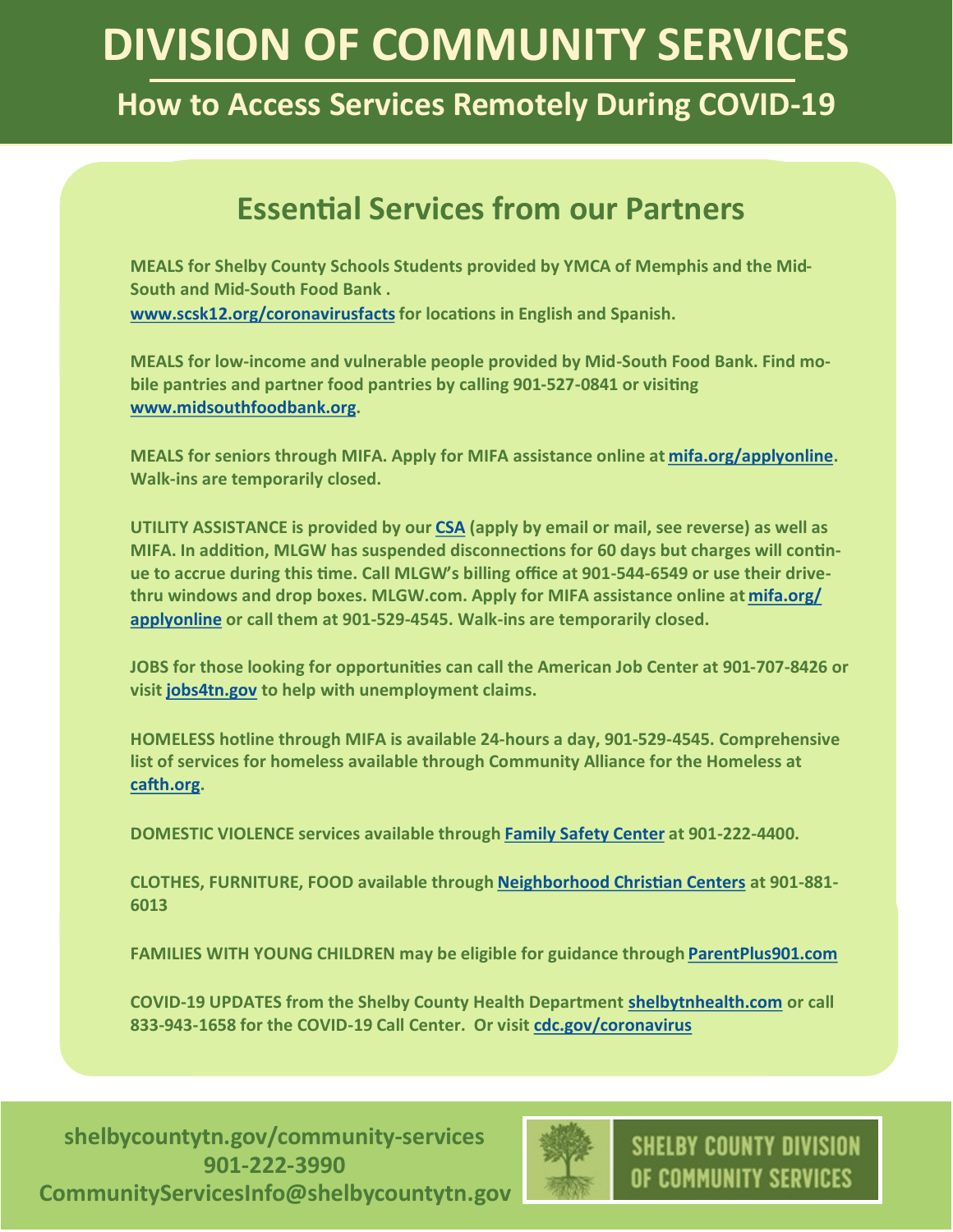# DIVISION OF COMMUNITY SERVICES

## How to Access Services Remotely During COVID-19

### Essential Services from our Partners

**MEALS for Shelby County Schools Students provided by YMCA of Memphis and the Mid-South and Mid-South Food Bank .**
**www.scsk12.org/coronavirusfacts for locations in English and Spanish.**

**MEALS for low-income and vulnerable people provided by Mid-South Food Bank. Find mobile pantries and partner food pantries by calling 901-527-0841 or visiting www.midsouthfoodbank.org.**

**MEALS for seniors through MIFA. Apply for MIFA assistance online at mifa.org/applyonline. Walk-ins are temporarily closed.**

**UTILITY ASSISTANCE is provided by our CSA (apply by email or mail, see reverse) as well as MIFA. In addition, MLGW has suspended disconnections for 60 days but charges will continue to accrue during this time. Call MLGW's billing office at 901-544-6549 or use their drive-thru windows and drop boxes. MLGW.com. Apply for MIFA assistance online at mifa.org/applyonline or call them at 901-529-4545. Walk-ins are temporarily closed.**

**JOBS for those looking for opportunities can call the American Job Center at 901-707-8426 or visit jobs4tn.gov to help with unemployment claims.**

**HOMELESS hotline through MIFA is available 24-hours a day, 901-529-4545. Comprehensive list of services for homeless available through Community Alliance for the Homeless at cafth.org.**

**DOMESTIC VIOLENCE services available through Family Safety Center at 901-222-4400.**

**CLOTHES, FURNITURE, FOOD available through Neighborhood Christian Centers at 901-881-6013**

**FAMILIES WITH YOUNG CHILDREN may be eligible for guidance through ParentPlus901.com**

**COVID-19 UPDATES from the Shelby County Health Department shelbytnhealth.com or call 833-943-1658 for the COVID-19 Call Center. Or visit cdc.gov/coronavirus**

**shelbycountytn.gov/community-services**
**901-222-3990**
**CommunityServicesInfo@shelbycountytn.gov**

SHELBY COUNTY DIVISION OF COMMUNITY SERVICES